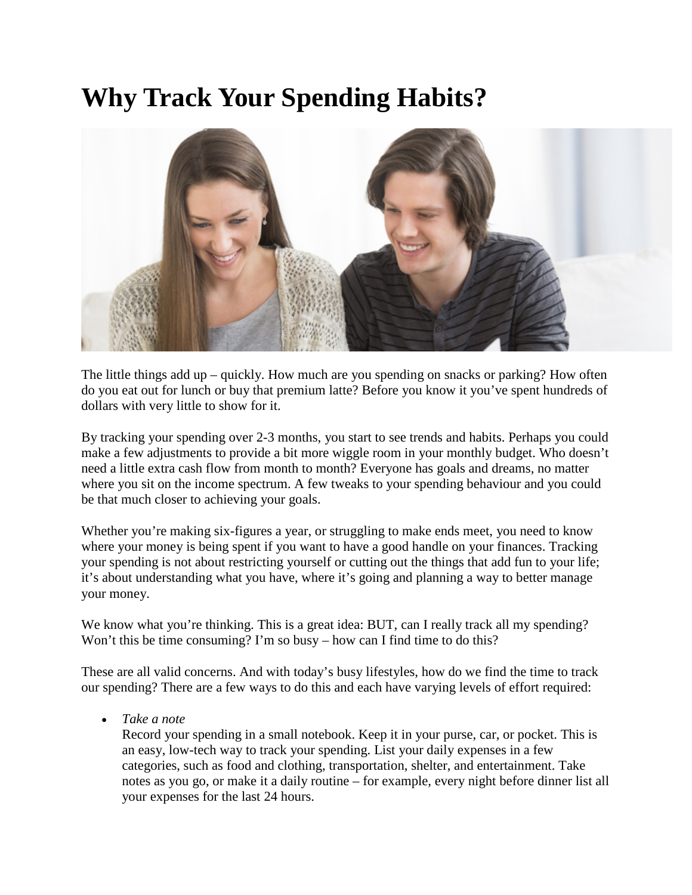# Why Track Your Spending Habits?

The little things add up – quickly. How much are you spending on snacks or parking? How often do you eat out for lunch or buy that premium latte? Before you know it you've spent hundreds of dollars with very little to show for it.

By tracking your spending over 2-3 months, you start to see trends and habits. Perhaps you could make a few adjustments to provide a bit more wiggle room in your monthly budget. Who doesn't need a little extra cash flow from month to month? Everyone has goals and dreams, no matter where you sit on the income spectrum. A few tweaks to your spending behaviour and you could be that much closer to achieving your goals.

Whether you're making six-figures a year, or struggling to make ends meet, you need to know where your money is being spent if you want to have a good handle on your finances. Tracking your spending is not about restricting yourself or cutting out the things that add fun to your life; it's about understanding what you have, where it's going and planning a way to better manage your money.

We know what you're thinking. This is a great idea: BUT, can I really track all my spending? Won't this be time consuming? I'm so busy – how can I find time to do this?

These are all valid concerns. And with today's busy lifestyles, how do we find the time to track our spending? There are a few ways to do this and each have varying levels of effort required:

- *Take a note*
  Record your spending in a small notebook. Keep it in your purse, car, or pocket. This is an easy, low-tech way to track your spending. List your daily expenses in a few categories, such as food and clothing, transportation, shelter, and entertainment. Take notes as you go, or make it a daily routine – for example, every night before dinner list all your expenses for the last 24 hours.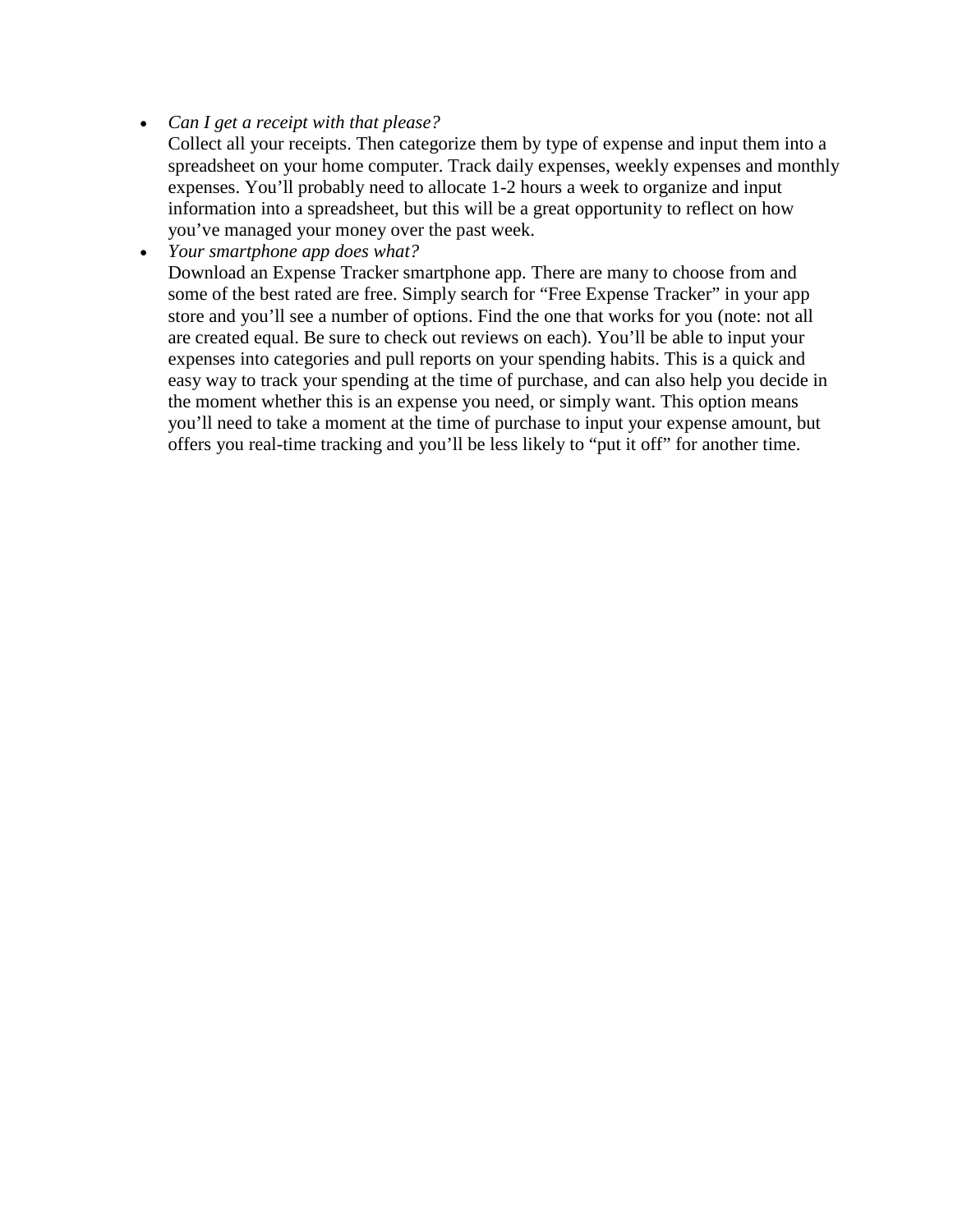- *Can I get a receipt with that please?*
  Collect all your receipts. Then categorize them by type of expense and input them into a spreadsheet on your home computer. Track daily expenses, weekly expenses and monthly expenses. You'll probably need to allocate 1-2 hours a week to organize and input information into a spreadsheet, but this will be a great opportunity to reflect on how you've managed your money over the past week.
- *Your smartphone app does what?*
  Download an Expense Tracker smartphone app. There are many to choose from and some of the best rated are free. Simply search for "Free Expense Tracker" in your app store and you'll see a number of options. Find the one that works for you (note: not all are created equal. Be sure to check out reviews on each). You'll be able to input your expenses into categories and pull reports on your spending habits. This is a quick and easy way to track your spending at the time of purchase, and can also help you decide in the moment whether this is an expense you need, or simply want. This option means you'll need to take a moment at the time of purchase to input your expense amount, but offers you real-time tracking and you'll be less likely to "put it off" for another time.